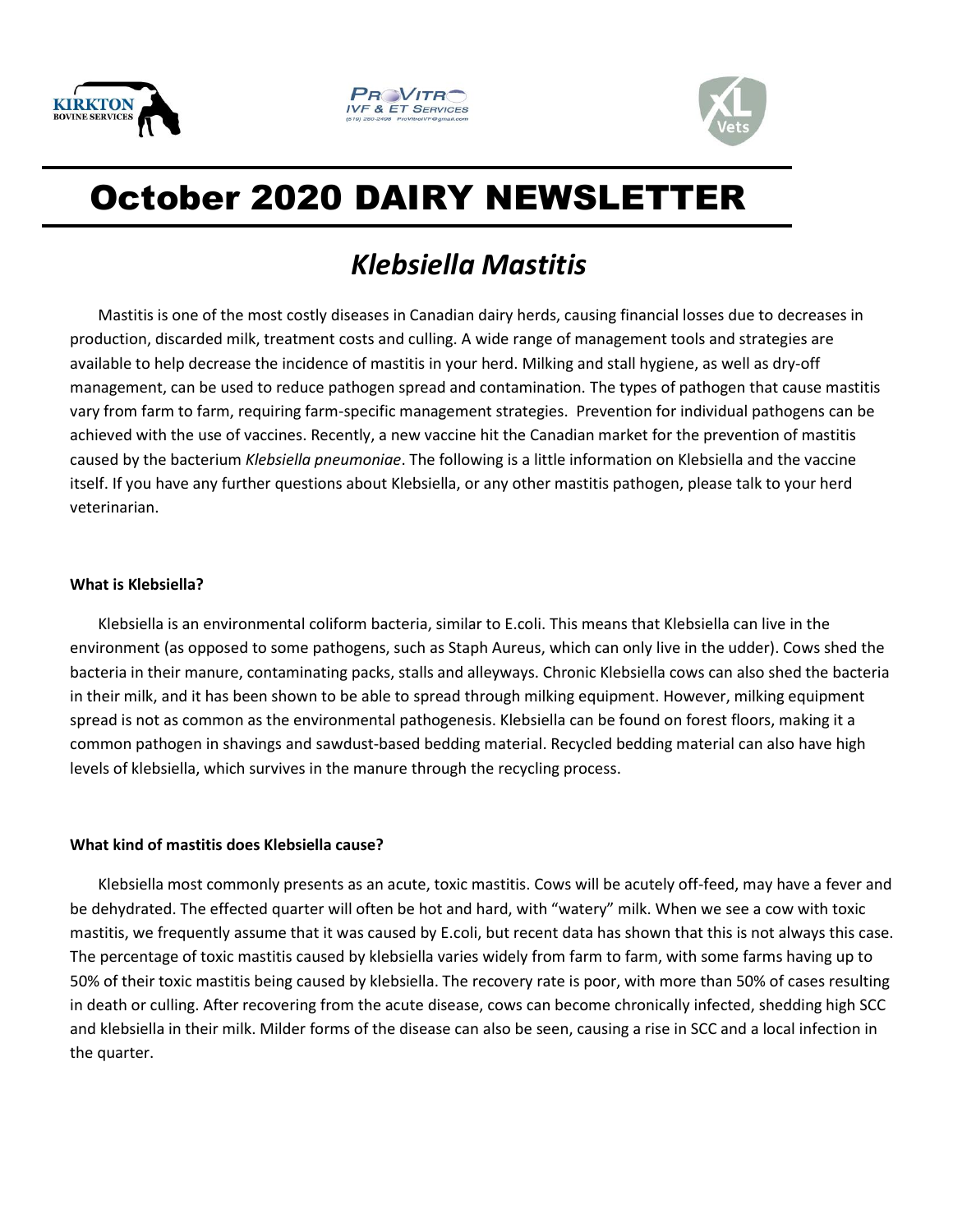# October 2020 DAIRY NEWSLETTER

## *Klebsiella Mastitis*

Mastitis is one of the most costly diseases in Canadian dairy herds, causing financial losses due to decreases in production, discarded milk, treatment costs and culling. A wide range of management tools and strategies are available to help decrease the incidence of mastitis in your herd. Milking and stall hygiene, as well as dry-off management, can be used to reduce pathogen spread and contamination. The types of pathogen that cause mastitis vary from farm to farm, requiring farm-specific management strategies. Prevention for individual pathogens can be achieved with the use of vaccines. Recently, a new vaccine hit the Canadian market for the prevention of mastitis caused by the bacterium *Klebsiella pneumoniae*. The following is a little information on Klebsiella and the vaccine itself. If you have any further questions about Klebsiella, or any other mastitis pathogen, please talk to your herd veterinarian.

**What is Klebsiella?**

Klebsiella is an environmental coliform bacteria, similar to E.coli. This means that Klebsiella can live in the environment (as opposed to some pathogens, such as Staph Aureus, which can only live in the udder). Cows shed the bacteria in their manure, contaminating packs, stalls and alleyways. Chronic Klebsiella cows can also shed the bacteria in their milk, and it has been shown to be able to spread through milking equipment. However, milking equipment spread is not as common as the environmental pathogenesis. Klebsiella can be found on forest floors, making it a common pathogen in shavings and sawdust-based bedding material. Recycled bedding material can also have high levels of klebsiella, which survives in the manure through the recycling process.

**What kind of mastitis does Klebsiella cause?**

Klebsiella most commonly presents as an acute, toxic mastitis. Cows will be acutely off-feed, may have a fever and be dehydrated. The effected quarter will often be hot and hard, with "watery" milk. When we see a cow with toxic mastitis, we frequently assume that it was caused by E.coli, but recent data has shown that this is not always this case. The percentage of toxic mastitis caused by klebsiella varies widely from farm to farm, with some farms having up to 50% of their toxic mastitis being caused by klebsiella. The recovery rate is poor, with more than 50% of cases resulting in death or culling. After recovering from the acute disease, cows can become chronically infected, shedding high SCC and klebsiella in their milk. Milder forms of the disease can also be seen, causing a rise in SCC and a local infection in the quarter.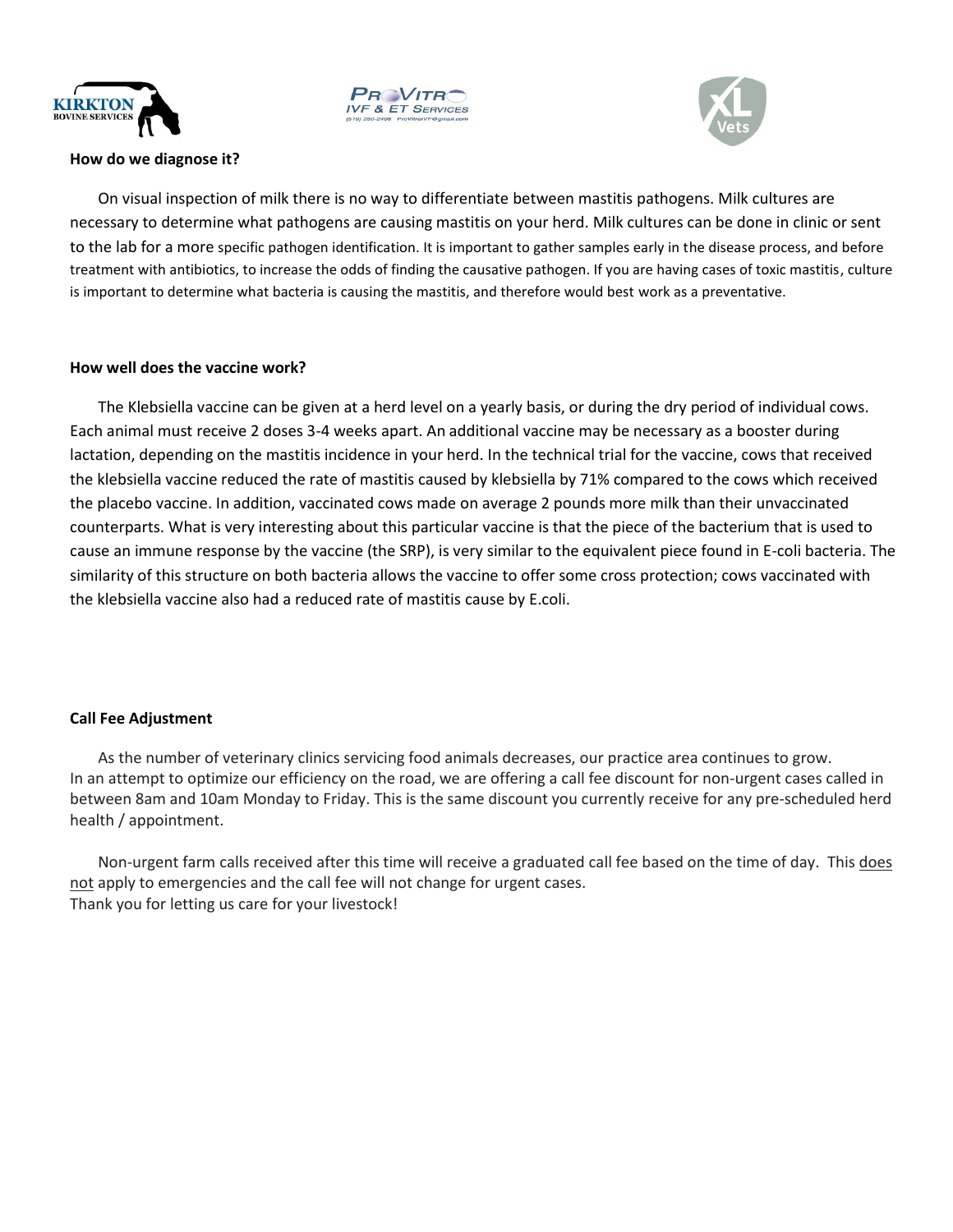### How do we diagnose it?

On visual inspection of milk there is no way to differentiate between mastitis pathogens. Milk cultures are necessary to determine what pathogens are causing mastitis on your herd. Milk cultures can be done in clinic or sent to the lab for a more specific pathogen identification. It is important to gather samples early in the disease process, and before treatment with antibiotics, to increase the odds of finding the causative pathogen. If you are having cases of toxic mastitis, culture is important to determine what bacteria is causing the mastitis, and therefore would best work as a preventative.

### How well does the vaccine work?

The Klebsiella vaccine can be given at a herd level on a yearly basis, or during the dry period of individual cows. Each animal must receive 2 doses 3-4 weeks apart. An additional vaccine may be necessary as a booster during lactation, depending on the mastitis incidence in your herd. In the technical trial for the vaccine, cows that received the klebsiella vaccine reduced the rate of mastitis caused by klebsiella by 71% compared to the cows which received the placebo vaccine. In addition, vaccinated cows made on average 2 pounds more milk than their unvaccinated counterparts. What is very interesting about this particular vaccine is that the piece of the bacterium that is used to cause an immune response by the vaccine (the SRP), is very similar to the equivalent piece found in E-coli bacteria. The similarity of this structure on both bacteria allows the vaccine to offer some cross protection; cows vaccinated with the klebsiella vaccine also had a reduced rate of mastitis cause by E.coli.

### Call Fee Adjustment

As the number of veterinary clinics servicing food animals decreases, our practice area continues to grow. In an attempt to optimize our efficiency on the road, we are offering a call fee discount for non-urgent cases called in between 8am and 10am Monday to Friday. This is the same discount you currently receive for any pre-scheduled herd health / appointment.

Non-urgent farm calls received after this time will receive a graduated call fee based on the time of day. This does not apply to emergencies and the call fee will not change for urgent cases.
Thank you for letting us care for your livestock!